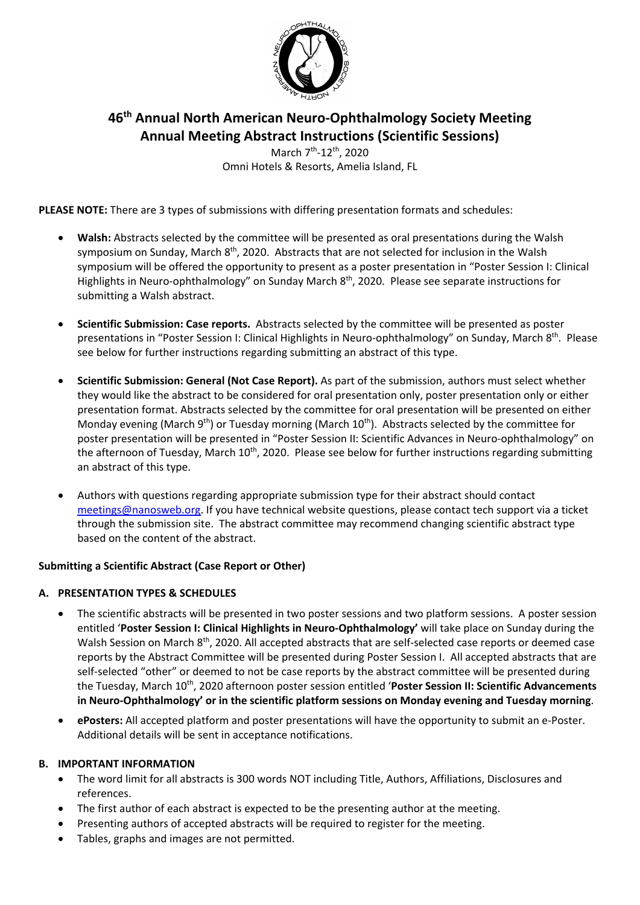# 46th Annual North American Neuro-Ophthalmology Society Meeting

## Annual Meeting Abstract Instructions (Scientific Sessions)

March 7th-12th, 2020
Omni Hotels & Resorts, Amelia Island, FL

**PLEASE NOTE:** There are 3 types of submissions with differing presentation formats and schedules:

- **Walsh:** Abstracts selected by the committee will be presented as oral presentations during the Walsh symposium on Sunday, March 8th, 2020. Abstracts that are not selected for inclusion in the Walsh symposium will be offered the opportunity to present as a poster presentation in "Poster Session I: Clinical Highlights in Neuro-ophthalmology" on Sunday March 8th, 2020. Please see separate instructions for submitting a Walsh abstract.
- **Scientific Submission: Case reports.** Abstracts selected by the committee will be presented as poster presentations in "Poster Session I: Clinical Highlights in Neuro-ophthalmology" on Sunday, March 8th. Please see below for further instructions regarding submitting an abstract of this type.
- **Scientific Submission: General (Not Case Report).** As part of the submission, authors must select whether they would like the abstract to be considered for oral presentation only, poster presentation only or either presentation format. Abstracts selected by the committee for oral presentation will be presented on either Monday evening (March 9th) or Tuesday morning (March 10th). Abstracts selected by the committee for poster presentation will be presented in "Poster Session II: Scientific Advances in Neuro-ophthalmology" on the afternoon of Tuesday, March 10th, 2020. Please see below for further instructions regarding submitting an abstract of this type.
- Authors with questions regarding appropriate submission type for their abstract should contact meetings@nanosweb.org. If you have technical website questions, please contact tech support via a ticket through the submission site. The abstract committee may recommend changing scientific abstract type based on the content of the abstract.

### Submitting a Scientific Abstract (Case Report or Other)

#### A. PRESENTATION TYPES & SCHEDULES

- The scientific abstracts will be presented in two poster sessions and two platform sessions. A poster session entitled '**Poster Session I: Clinical Highlights in Neuro-Ophthalmology'** will take place on Sunday during the Walsh Session on March 8th, 2020. All accepted abstracts that are self-selected case reports or deemed case reports by the Abstract Committee will be presented during Poster Session I. All accepted abstracts that are self-selected "other" or deemed to not be case reports by the abstract committee will be presented during the Tuesday, March 10th, 2020 afternoon poster session entitled '**Poster Session II: Scientific Advancements in Neuro-Ophthalmology' or in the scientific platform sessions on Monday evening and Tuesday morning**.
- **ePosters:** All accepted platform and poster presentations will have the opportunity to submit an e-Poster. Additional details will be sent in acceptance notifications.

#### B. IMPORTANT INFORMATION

- The word limit for all abstracts is 300 words NOT including Title, Authors, Affiliations, Disclosures and references.
- The first author of each abstract is expected to be the presenting author at the meeting.
- Presenting authors of accepted abstracts will be required to register for the meeting.
- Tables, graphs and images are not permitted.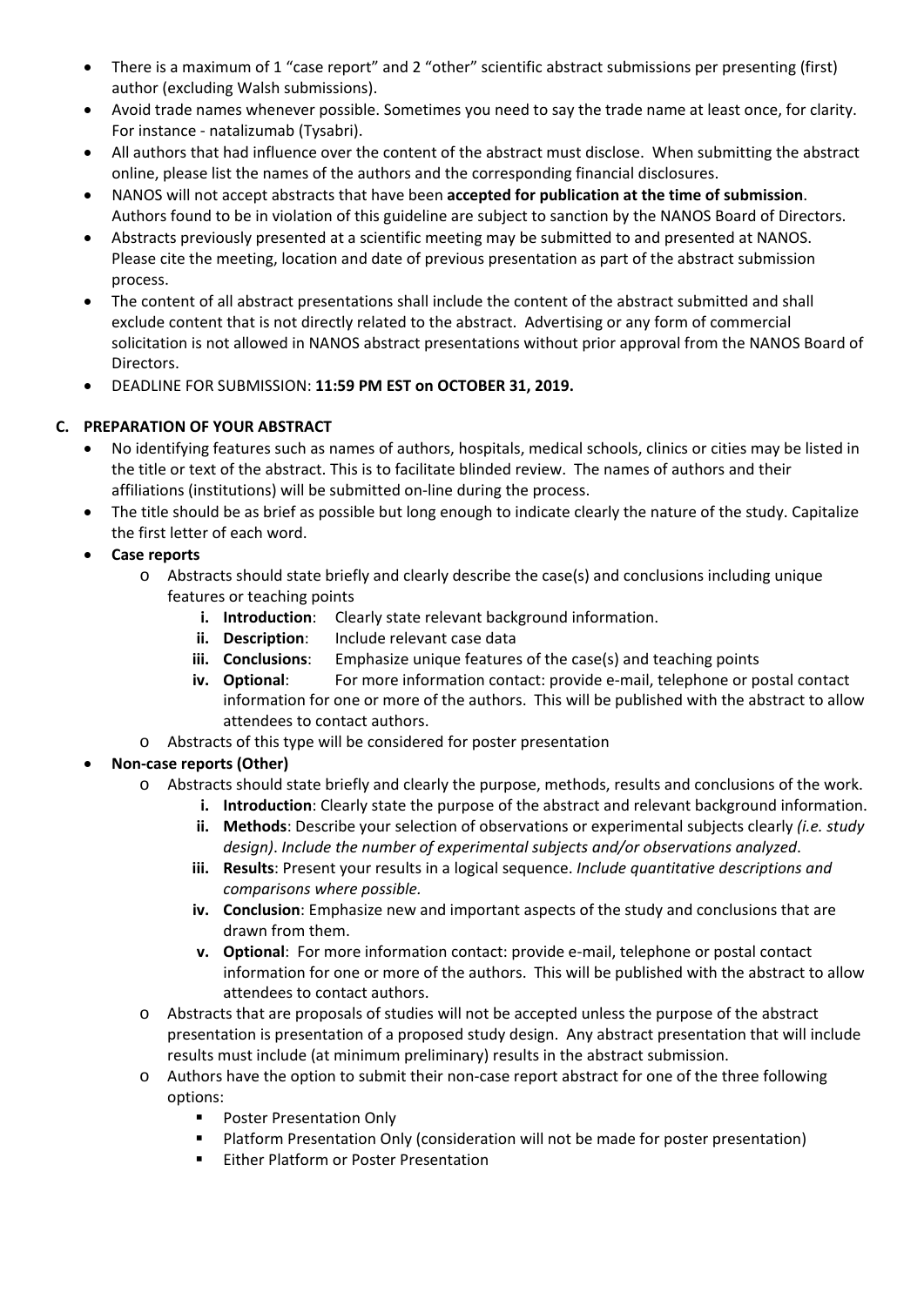- There is a maximum of 1 "case report" and 2 "other" scientific abstract submissions per presenting (first) author (excluding Walsh submissions).
- Avoid trade names whenever possible. Sometimes you need to say the trade name at least once, for clarity. For instance - natalizumab (Tysabri).
- All authors that had influence over the content of the abstract must disclose. When submitting the abstract online, please list the names of the authors and the corresponding financial disclosures.
- NANOS will not accept abstracts that have been **accepted for publication at the time of submission**. Authors found to be in violation of this guideline are subject to sanction by the NANOS Board of Directors.
- Abstracts previously presented at a scientific meeting may be submitted to and presented at NANOS. Please cite the meeting, location and date of previous presentation as part of the abstract submission process.
- The content of all abstract presentations shall include the content of the abstract submitted and shall exclude content that is not directly related to the abstract. Advertising or any form of commercial solicitation is not allowed in NANOS abstract presentations without prior approval from the NANOS Board of Directors.
- DEADLINE FOR SUBMISSION: **11:59 PM EST on OCTOBER 31, 2019.**

## C. PREPARATION OF YOUR ABSTRACT

- No identifying features such as names of authors, hospitals, medical schools, clinics or cities may be listed in the title or text of the abstract. This is to facilitate blinded review. The names of authors and their affiliations (institutions) will be submitted on-line during the process.
- The title should be as brief as possible but long enough to indicate clearly the nature of the study. Capitalize the first letter of each word.
- **Case reports**
  - Abstracts should state briefly and clearly describe the case(s) and conclusions including unique features or teaching points
    - i. **Introduction**: Clearly state relevant background information.
    - ii. **Description**: Include relevant case data
    - iii. **Conclusions**: Emphasize unique features of the case(s) and teaching points
    - iv. **Optional**: For more information contact: provide e-mail, telephone or postal contact information for one or more of the authors. This will be published with the abstract to allow attendees to contact authors.
  - Abstracts of this type will be considered for poster presentation
- **Non-case reports (Other)**
  - Abstracts should state briefly and clearly the purpose, methods, results and conclusions of the work.
    - i. **Introduction**: Clearly state the purpose of the abstract and relevant background information.
    - ii. **Methods**: Describe your selection of observations or experimental subjects clearly *(i.e. study design)*. *Include the number of experimental subjects and/or observations analyzed.*
    - iii. **Results**: Present your results in a logical sequence. *Include quantitative descriptions and comparisons where possible.*
    - iv. **Conclusion**: Emphasize new and important aspects of the study and conclusions that are drawn from them.
    - v. **Optional**: For more information contact: provide e-mail, telephone or postal contact information for one or more of the authors. This will be published with the abstract to allow attendees to contact authors.
  - Abstracts that are proposals of studies will not be accepted unless the purpose of the abstract presentation is presentation of a proposed study design. Any abstract presentation that will include results must include (at minimum preliminary) results in the abstract submission.
  - Authors have the option to submit their non-case report abstract for one of the three following options:
    - Poster Presentation Only
    - Platform Presentation Only (consideration will not be made for poster presentation)
    - Either Platform or Poster Presentation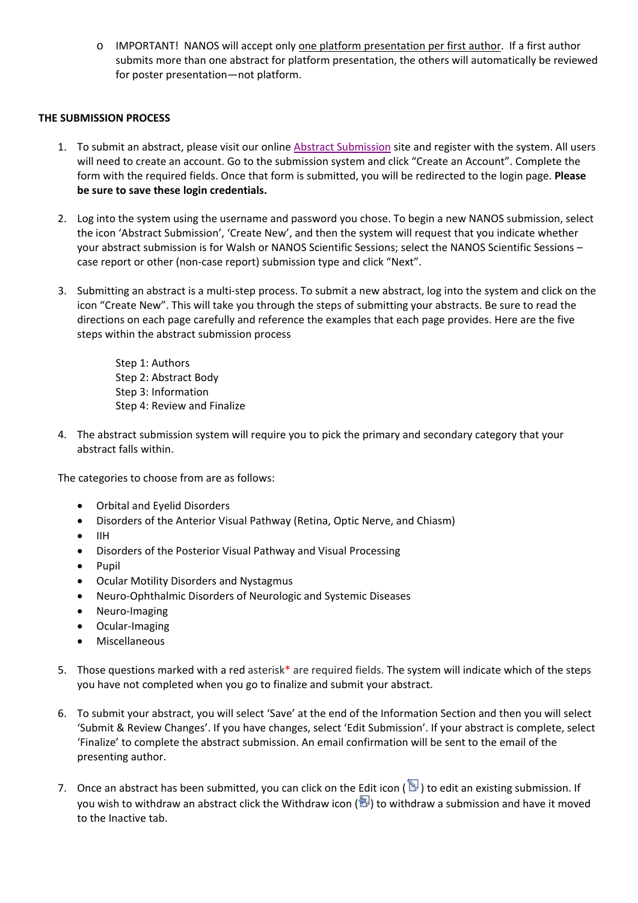- IMPORTANT! NANOS will accept only <u>one platform presentation per first author</u>. If a first author submits more than one abstract for platform presentation, the others will automatically be reviewed for poster presentation—not platform.

**THE SUBMISSION PROCESS**

1. To submit an abstract, please visit our online [Abstract Submission]() site and register with the system. All users will need to create an account. Go to the submission system and click "Create an Account". Complete the form with the required fields. Once that form is submitted, you will be redirected to the login page. **Please be sure to save these login credentials.**

2. Log into the system using the username and password you chose. To begin a new NANOS submission, select the icon 'Abstract Submission', 'Create New', and then the system will request that you indicate whether your abstract submission is for Walsh or NANOS Scientific Sessions; select the NANOS Scientific Sessions – case report or other (non-case report) submission type and click "Next".

3. Submitting an abstract is a multi-step process. To submit a new abstract, log into the system and click on the icon "Create New". This will take you through the steps of submitting your abstracts. Be sure to read the directions on each page carefully and reference the examples that each page provides. Here are the five steps within the abstract submission process

   Step 1: Authors
   Step 2: Abstract Body
   Step 3: Information
   Step 4: Review and Finalize

4. The abstract submission system will require you to pick the primary and secondary category that your abstract falls within.

The categories to choose from are as follows:

- Orbital and Eyelid Disorders
- Disorders of the Anterior Visual Pathway (Retina, Optic Nerve, and Chiasm)
- IIH
- Disorders of the Posterior Visual Pathway and Visual Processing
- Pupil
- Ocular Motility Disorders and Nystagmus
- Neuro-Ophthalmic Disorders of Neurologic and Systemic Diseases
- Neuro-Imaging
- Ocular-Imaging
- Miscellaneous

5. Those questions marked with a red asterisk* are required fields. The system will indicate which of the steps you have not completed when you go to finalize and submit your abstract.

6. To submit your abstract, you will select 'Save' at the end of the Information Section and then you will select 'Submit & Review Changes'. If you have changes, select 'Edit Submission'. If your abstract is complete, select 'Finalize' to complete the abstract submission. An email confirmation will be sent to the email of the presenting author.

7. Once an abstract has been submitted, you can click on the Edit icon ( ) to edit an existing submission. If you wish to withdraw an abstract click the Withdraw icon ( ) to withdraw a submission and have it moved to the Inactive tab.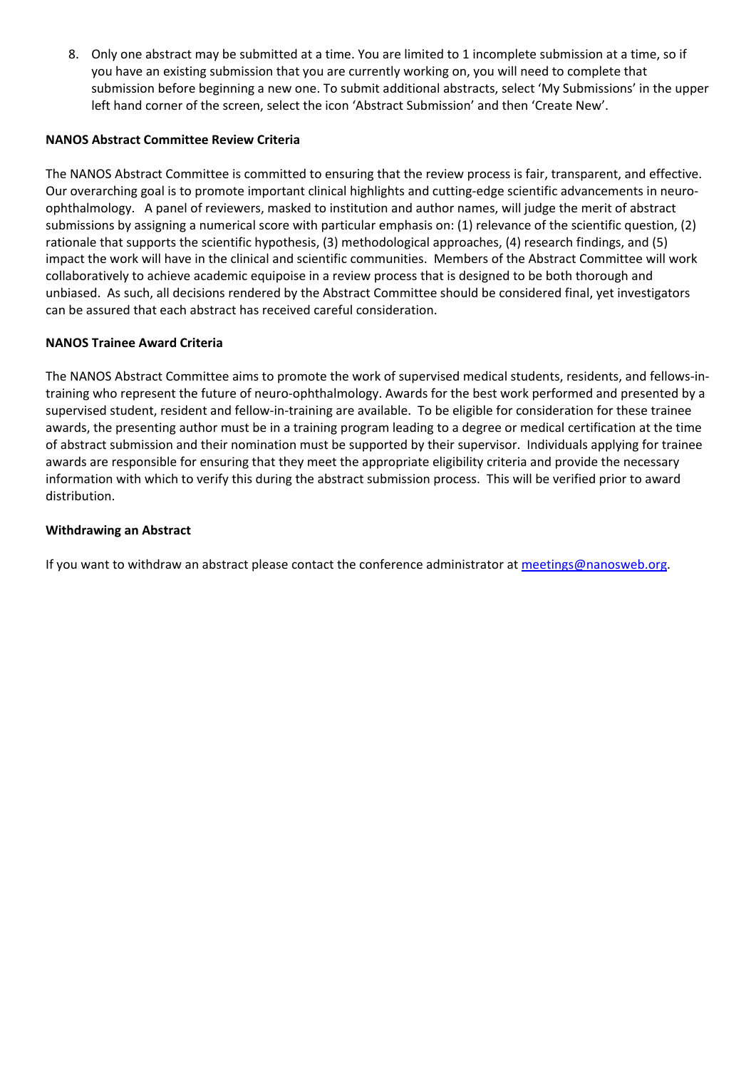8. Only one abstract may be submitted at a time. You are limited to 1 incomplete submission at a time, so if you have an existing submission that you are currently working on, you will need to complete that submission before beginning a new one. To submit additional abstracts, select 'My Submissions' in the upper left hand corner of the screen, select the icon 'Abstract Submission' and then 'Create New'.

**NANOS Abstract Committee Review Criteria**

The NANOS Abstract Committee is committed to ensuring that the review process is fair, transparent, and effective. Our overarching goal is to promote important clinical highlights and cutting-edge scientific advancements in neuro-ophthalmology. A panel of reviewers, masked to institution and author names, will judge the merit of abstract submissions by assigning a numerical score with particular emphasis on: (1) relevance of the scientific question, (2) rationale that supports the scientific hypothesis, (3) methodological approaches, (4) research findings, and (5) impact the work will have in the clinical and scientific communities. Members of the Abstract Committee will work collaboratively to achieve academic equipoise in a review process that is designed to be both thorough and unbiased. As such, all decisions rendered by the Abstract Committee should be considered final, yet investigators can be assured that each abstract has received careful consideration.

**NANOS Trainee Award Criteria**

The NANOS Abstract Committee aims to promote the work of supervised medical students, residents, and fellows-in-training who represent the future of neuro-ophthalmology. Awards for the best work performed and presented by a supervised student, resident and fellow-in-training are available. To be eligible for consideration for these trainee awards, the presenting author must be in a training program leading to a degree or medical certification at the time of abstract submission and their nomination must be supported by their supervisor. Individuals applying for trainee awards are responsible for ensuring that they meet the appropriate eligibility criteria and provide the necessary information with which to verify this during the abstract submission process. This will be verified prior to award distribution.

**Withdrawing an Abstract**

If you want to withdraw an abstract please contact the conference administrator at meetings@nanosweb.org.